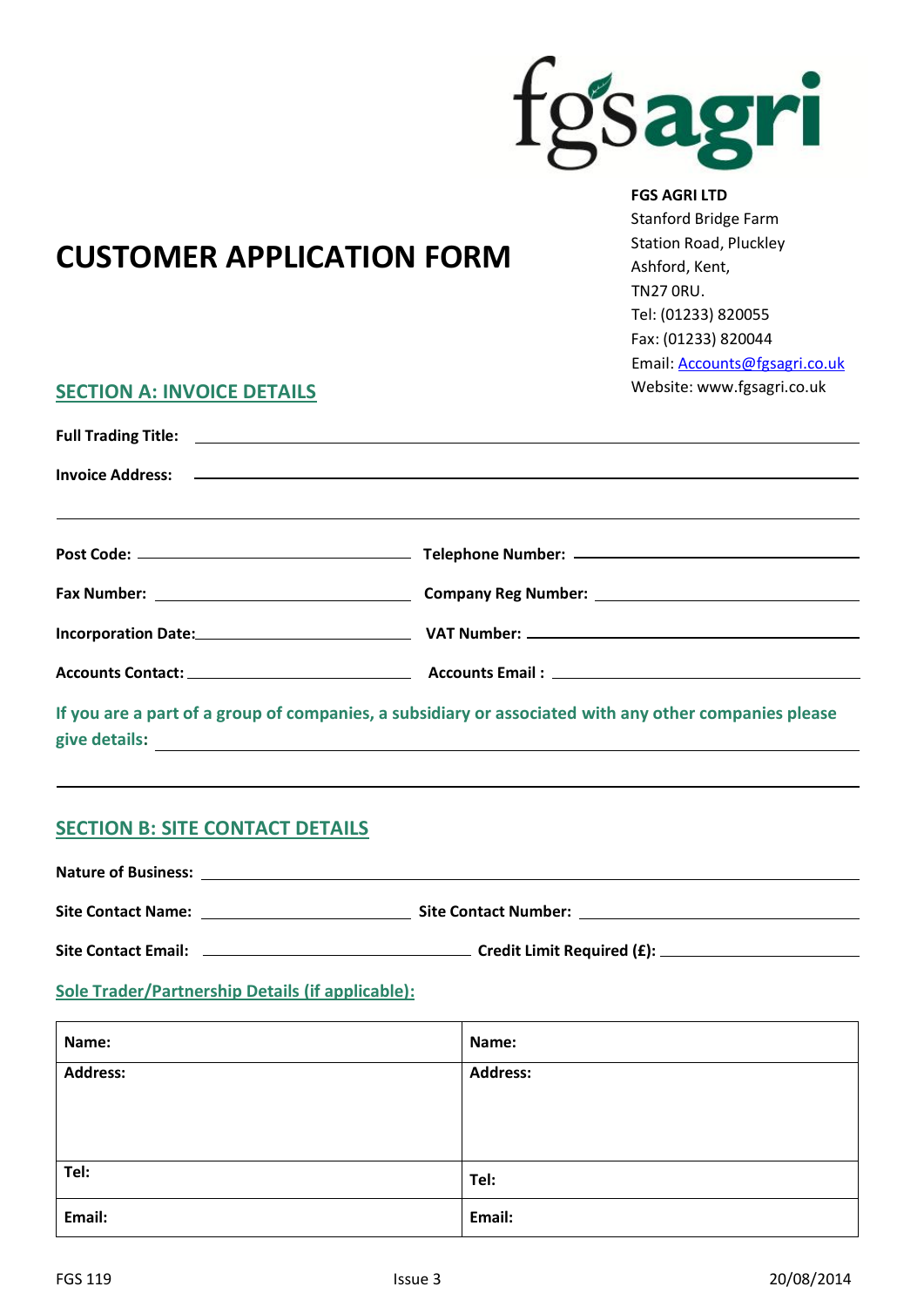fgsagri

**FGS AGRI LTD**
Stanford Bridge Farm
Station Road, Pluckley
Ashford, Kent,
TN27 0RU.
Tel: (01233) 820055
Fax: (01233) 820044
Email: Accounts@fgsagri.co.uk
Website: www.fgsagri.co.uk

# CUSTOMER APPLICATION FORM

## SECTION A: INVOICE DETAILS

**Full Trading Title:** ______________________________

**Invoice Address:** ______________________________

______________________________

**Post Code:** ______________ **Telephone Number:** ______________

**Fax Number:** ______________ **Company Reg Number:** ______________

**Incorporation Date:** ______________ **VAT Number:** ______________

**Accounts Contact:** ______________ **Accounts Email :** ______________

**If you are a part of a group of companies, a subsidiary or associated with any other companies please give details:** ______________________________

______________________________

## SECTION B: SITE CONTACT DETAILS

**Nature of Business:** ______________________________

**Site Contact Name:** ______________ **Site Contact Number:** ______________

**Site Contact Email:** ______________ **Credit Limit Required (£):** ______________

**Sole Trader/Partnership Details (if applicable):**

| **Name:** | **Name:** |
|---|---|
| **Address:** | **Address:** |
| **Tel:** | **Tel:** |
| **Email:** | **Email:** |

FGS 119 Issue 3 20/08/2014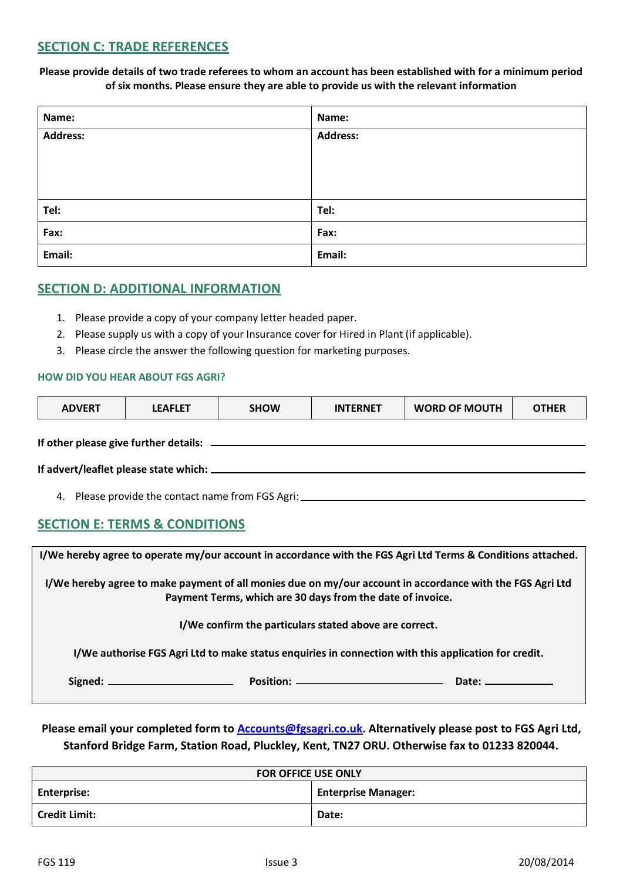## SECTION C: TRADE REFERENCES

**Please provide details of two trade referees to whom an account has been established with for a minimum period of six months. Please ensure they are able to provide us with the relevant information**

| **Name:** | **Name:** |
|---|---|
| **Address:** | **Address:** |
| **Tel:** | **Tel:** |
| **Fax:** | **Fax:** |
| **Email:** | **Email:** |

## SECTION D: ADDITIONAL INFORMATION

1. Please provide a copy of your company letter headed paper.
2. Please supply us with a copy of your Insurance cover for Hired in Plant (if applicable).
3. Please circle the answer the following question for marketing purposes.

**HOW DID YOU HEAR ABOUT FGS AGRI?**

| ADVERT | LEAFLET | SHOW | INTERNET | WORD OF MOUTH | OTHER |
|---|---|---|---|---|---|

**If other please give further details:** ______________________________

**If advert/leaflet please state which:** ______________________________

4. Please provide the contact name from FGS Agri: ______________________________

## SECTION E: TERMS & CONDITIONS

**I/We hereby agree to operate my/our account in accordance with the FGS Agri Ltd Terms & Conditions attached.**

**I/We hereby agree to make payment of all monies due on my/our account in accordance with the FGS Agri Ltd Payment Terms, which are 30 days from the date of invoice.**

**I/We confirm the particulars stated above are correct.**

**I/We authorise FGS Agri Ltd to make status enquiries in connection with this application for credit.**

**Signed:** ____________________ **Position:** ____________________ **Date:** ____________

**Please email your completed form to [Accounts@fgsagri.co.uk](mailto:Accounts@fgsagri.co.uk). Alternatively please post to FGS Agri Ltd, Stanford Bridge Farm, Station Road, Pluckley, Kent, TN27 ORU. Otherwise fax to 01233 820044.**

| FOR OFFICE USE ONLY | |
|---|---|
| **Enterprise:** | **Enterprise Manager:** |
| **Credit Limit:** | **Date:** |

FGS 119 Issue 3 20/08/2014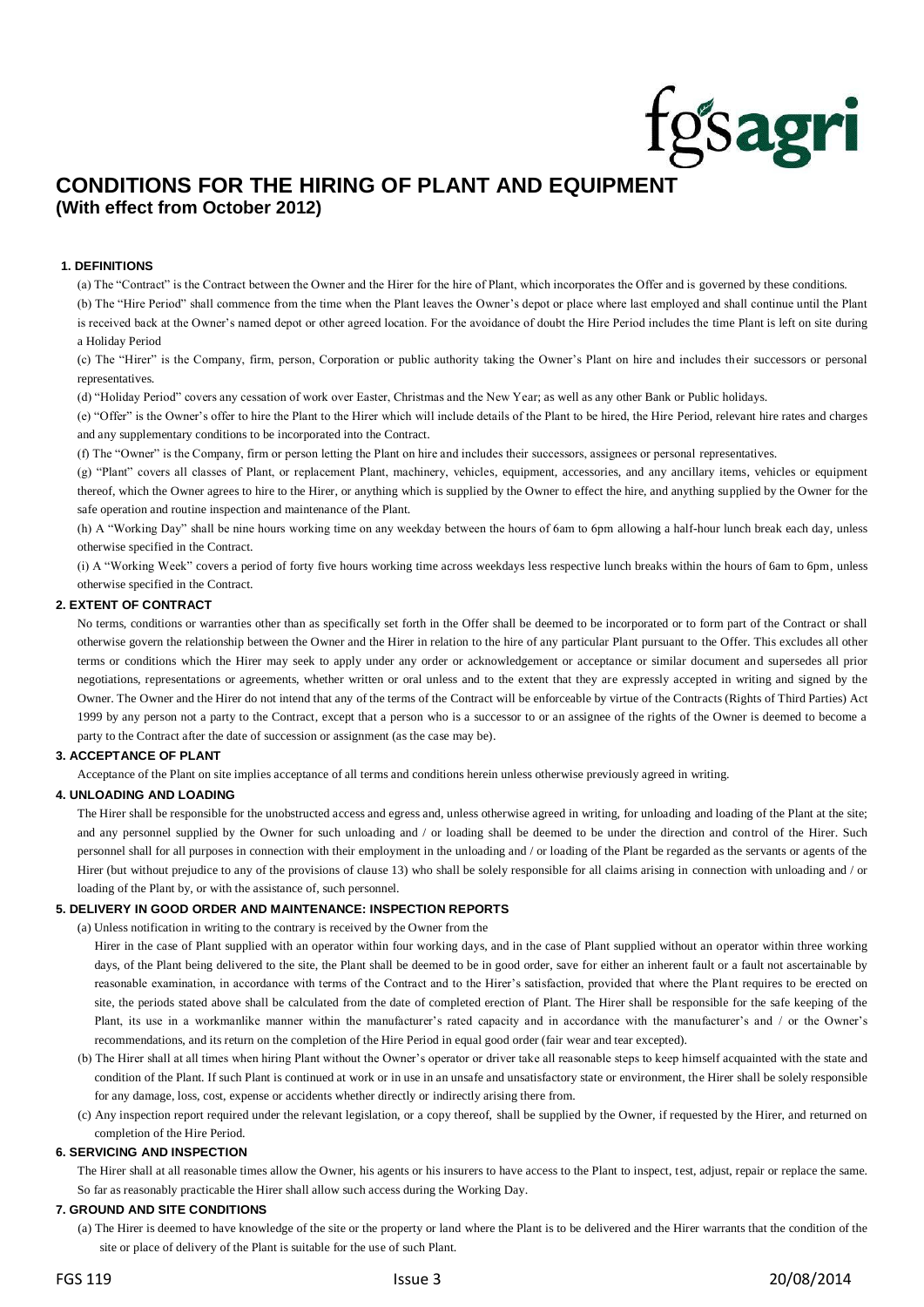# CONDITIONS FOR THE HIRING OF PLANT AND EQUIPMENT

**(With effect from October 2012)**

### 1. DEFINITIONS

(a) The "Contract" is the Contract between the Owner and the Hirer for the hire of Plant, which incorporates the Offer and is governed by these conditions.

(b) The "Hire Period" shall commence from the time when the Plant leaves the Owner's depot or place where last employed and shall continue until the Plant is received back at the Owner's named depot or other agreed location. For the avoidance of doubt the Hire Period includes the time Plant is left on site during a Holiday Period

(c) The "Hirer" is the Company, firm, person, Corporation or public authority taking the Owner's Plant on hire and includes their successors or personal representatives.

(d) "Holiday Period" covers any cessation of work over Easter, Christmas and the New Year; as well as any other Bank or Public holidays.

(e) "Offer" is the Owner's offer to hire the Plant to the Hirer which will include details of the Plant to be hired, the Hire Period, relevant hire rates and charges and any supplementary conditions to be incorporated into the Contract.

(f) The "Owner" is the Company, firm or person letting the Plant on hire and includes their successors, assignees or personal representatives.

(g) "Plant" covers all classes of Plant, or replacement Plant, machinery, vehicles, equipment, accessories, and any ancillary items, vehicles or equipment thereof, which the Owner agrees to hire to the Hirer, or anything which is supplied by the Owner to effect the hire, and anything supplied by the Owner for the safe operation and routine inspection and maintenance of the Plant.

(h) A "Working Day" shall be nine hours working time on any weekday between the hours of 6am to 6pm allowing a half-hour lunch break each day, unless otherwise specified in the Contract.

(i) A "Working Week" covers a period of forty five hours working time across weekdays less respective lunch breaks within the hours of 6am to 6pm, unless otherwise specified in the Contract.

### 2. EXTENT OF CONTRACT

No terms, conditions or warranties other than as specifically set forth in the Offer shall be deemed to be incorporated or to form part of the Contract or shall otherwise govern the relationship between the Owner and the Hirer in relation to the hire of any particular Plant pursuant to the Offer. This excludes all other terms or conditions which the Hirer may seek to apply under any order or acknowledgement or acceptance or similar document and supersedes all prior negotiations, representations or agreements, whether written or oral unless and to the extent that they are expressly accepted in writing and signed by the Owner. The Owner and the Hirer do not intend that any of the terms of the Contract will be enforceable by virtue of the Contracts (Rights of Third Parties) Act 1999 by any person not a party to the Contract, except that a person who is a successor to or an assignee of the rights of the Owner is deemed to become a party to the Contract after the date of succession or assignment (as the case may be).

### 3. ACCEPTANCE OF PLANT

Acceptance of the Plant on site implies acceptance of all terms and conditions herein unless otherwise previously agreed in writing.

### 4. UNLOADING AND LOADING

The Hirer shall be responsible for the unobstructed access and egress and, unless otherwise agreed in writing, for unloading and loading of the Plant at the site; and any personnel supplied by the Owner for such unloading and / or loading shall be deemed to be under the direction and control of the Hirer. Such personnel shall for all purposes in connection with their employment in the unloading and / or loading of the Plant be regarded as the servants or agents of the Hirer (but without prejudice to any of the provisions of clause 13) who shall be solely responsible for all claims arising in connection with unloading and / or loading of the Plant by, or with the assistance of, such personnel.

### 5. DELIVERY IN GOOD ORDER AND MAINTENANCE: INSPECTION REPORTS

(a) Unless notification in writing to the contrary is received by the Owner from the Hirer in the case of Plant supplied with an operator within four working days, and in the case of Plant supplied without an operator within three working days, of the Plant being delivered to the site, the Plant shall be deemed to be in good order, save for either an inherent fault or a fault not ascertainable by reasonable examination, in accordance with terms of the Contract and to the Hirer's satisfaction, provided that where the Plant requires to be erected on site, the periods stated above shall be calculated from the date of completed erection of Plant. The Hirer shall be responsible for the safe keeping of the Plant, its use in a workmanlike manner within the manufacturer's rated capacity and in accordance with the manufacturer's and / or the Owner's recommendations, and its return on the completion of the Hire Period in equal good order (fair wear and tear excepted).

(b) The Hirer shall at all times when hiring Plant without the Owner's operator or driver take all reasonable steps to keep himself acquainted with the state and condition of the Plant. If such Plant is continued at work or in use in an unsafe and unsatisfactory state or environment, the Hirer shall be solely responsible for any damage, loss, cost, expense or accidents whether directly or indirectly arising there from.

(c) Any inspection report required under the relevant legislation, or a copy thereof, shall be supplied by the Owner, if requested by the Hirer, and returned on completion of the Hire Period.

### 6. SERVICING AND INSPECTION

The Hirer shall at all reasonable times allow the Owner, his agents or his insurers to have access to the Plant to inspect, test, adjust, repair or replace the same. So far as reasonably practicable the Hirer shall allow such access during the Working Day.

### 7. GROUND AND SITE CONDITIONS

(a) The Hirer is deemed to have knowledge of the site or the property or land where the Plant is to be delivered and the Hirer warrants that the condition of the site or place of delivery of the Plant is suitable for the use of such Plant.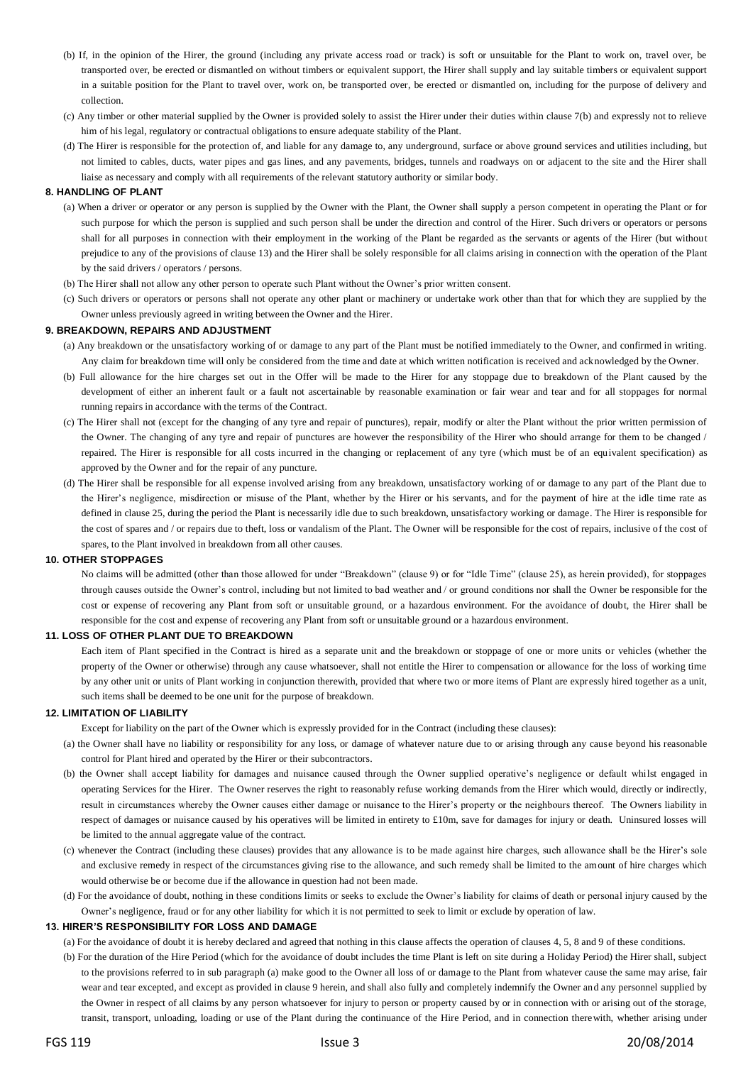(b) If, in the opinion of the Hirer, the ground (including any private access road or track) is soft or unsuitable for the Plant to work on, travel over, be transported over, be erected or dismantled on without timbers or equivalent support, the Hirer shall supply and lay suitable timbers or equivalent support in a suitable position for the Plant to travel over, work on, be transported over, be erected or dismantled on, including for the purpose of delivery and collection.

(c) Any timber or other material supplied by the Owner is provided solely to assist the Hirer under their duties within clause 7(b) and expressly not to relieve him of his legal, regulatory or contractual obligations to ensure adequate stability of the Plant.

(d) The Hirer is responsible for the protection of, and liable for any damage to, any underground, surface or above ground services and utilities including, but not limited to cables, ducts, water pipes and gas lines, and any pavements, bridges, tunnels and roadways on or adjacent to the site and the Hirer shall liaise as necessary and comply with all requirements of the relevant statutory authority or similar body.

#### 8. HANDLING OF PLANT

(a) When a driver or operator or any person is supplied by the Owner with the Plant, the Owner shall supply a person competent in operating the Plant or for such purpose for which the person is supplied and such person shall be under the direction and control of the Hirer. Such drivers or operators or persons shall for all purposes in connection with their employment in the working of the Plant be regarded as the servants or agents of the Hirer (but without prejudice to any of the provisions of clause 13) and the Hirer shall be solely responsible for all claims arising in connection with the operation of the Plant by the said drivers / operators / persons.

(b) The Hirer shall not allow any other person to operate such Plant without the Owner's prior written consent.

(c) Such drivers or operators or persons shall not operate any other plant or machinery or undertake work other than that for which they are supplied by the Owner unless previously agreed in writing between the Owner and the Hirer.

#### 9. BREAKDOWN, REPAIRS AND ADJUSTMENT

(a) Any breakdown or the unsatisfactory working of or damage to any part of the Plant must be notified immediately to the Owner, and confirmed in writing. Any claim for breakdown time will only be considered from the time and date at which written notification is received and acknowledged by the Owner.

(b) Full allowance for the hire charges set out in the Offer will be made to the Hirer for any stoppage due to breakdown of the Plant caused by the development of either an inherent fault or a fault not ascertainable by reasonable examination or fair wear and tear and for all stoppages for normal running repairs in accordance with the terms of the Contract.

(c) The Hirer shall not (except for the changing of any tyre and repair of punctures), repair, modify or alter the Plant without the prior written permission of the Owner. The changing of any tyre and repair of punctures are however the responsibility of the Hirer who should arrange for them to be changed / repaired. The Hirer is responsible for all costs incurred in the changing or replacement of any tyre (which must be of an equivalent specification) as approved by the Owner and for the repair of any puncture.

(d) The Hirer shall be responsible for all expense involved arising from any breakdown, unsatisfactory working of or damage to any part of the Plant due to the Hirer's negligence, misdirection or misuse of the Plant, whether by the Hirer or his servants, and for the payment of hire at the idle time rate as defined in clause 25, during the period the Plant is necessarily idle due to such breakdown, unsatisfactory working or damage. The Hirer is responsible for the cost of spares and / or repairs due to theft, loss or vandalism of the Plant. The Owner will be responsible for the cost of repairs, inclusive of the cost of spares, to the Plant involved in breakdown from all other causes.

#### 10. OTHER STOPPAGES

No claims will be admitted (other than those allowed for under "Breakdown" (clause 9) or for "Idle Time" (clause 25), as herein provided), for stoppages through causes outside the Owner's control, including but not limited to bad weather and / or ground conditions nor shall the Owner be responsible for the cost or expense of recovering any Plant from soft or unsuitable ground, or a hazardous environment. For the avoidance of doubt, the Hirer shall be responsible for the cost and expense of recovering any Plant from soft or unsuitable ground or a hazardous environment.

#### 11. LOSS OF OTHER PLANT DUE TO BREAKDOWN

Each item of Plant specified in the Contract is hired as a separate unit and the breakdown or stoppage of one or more units or vehicles (whether the property of the Owner or otherwise) through any cause whatsoever, shall not entitle the Hirer to compensation or allowance for the loss of working time by any other unit or units of Plant working in conjunction therewith, provided that where two or more items of Plant are expressly hired together as a unit, such items shall be deemed to be one unit for the purpose of breakdown.

#### 12. LIMITATION OF LIABILITY

Except for liability on the part of the Owner which is expressly provided for in the Contract (including these clauses):

(a) the Owner shall have no liability or responsibility for any loss, or damage of whatever nature due to or arising through any cause beyond his reasonable control for Plant hired and operated by the Hirer or their subcontractors.

(b) the Owner shall accept liability for damages and nuisance caused through the Owner supplied operative's negligence or default whilst engaged in operating Services for the Hirer. The Owner reserves the right to reasonably refuse working demands from the Hirer which would, directly or indirectly, result in circumstances whereby the Owner causes either damage or nuisance to the Hirer's property or the neighbours thereof. The Owners liability in respect of damages or nuisance caused by his operatives will be limited in entirety to £10m, save for damages for injury or death. Uninsured losses will be limited to the annual aggregate value of the contract.

(c) whenever the Contract (including these clauses) provides that any allowance is to be made against hire charges, such allowance shall be the Hirer's sole and exclusive remedy in respect of the circumstances giving rise to the allowance, and such remedy shall be limited to the amount of hire charges which would otherwise be or become due if the allowance in question had not been made.

(d) For the avoidance of doubt, nothing in these conditions limits or seeks to exclude the Owner's liability for claims of death or personal injury caused by the Owner's negligence, fraud or for any other liability for which it is not permitted to seek to limit or exclude by operation of law.

#### 13. HIRER'S RESPONSIBILITY FOR LOSS AND DAMAGE

(a) For the avoidance of doubt it is hereby declared and agreed that nothing in this clause affects the operation of clauses 4, 5, 8 and 9 of these conditions.

(b) For the duration of the Hire Period (which for the avoidance of doubt includes the time Plant is left on site during a Holiday Period) the Hirer shall, subject to the provisions referred to in sub paragraph (a) make good to the Owner all loss of or damage to the Plant from whatever cause the same may arise, fair wear and tear excepted, and except as provided in clause 9 herein, and shall also fully and completely indemnify the Owner and any personnel supplied by the Owner in respect of all claims by any person whatsoever for injury to person or property caused by or in connection with or arising out of the storage, transit, transport, unloading, loading or use of the Plant during the continuance of the Hire Period, and in connection therewith, whether arising under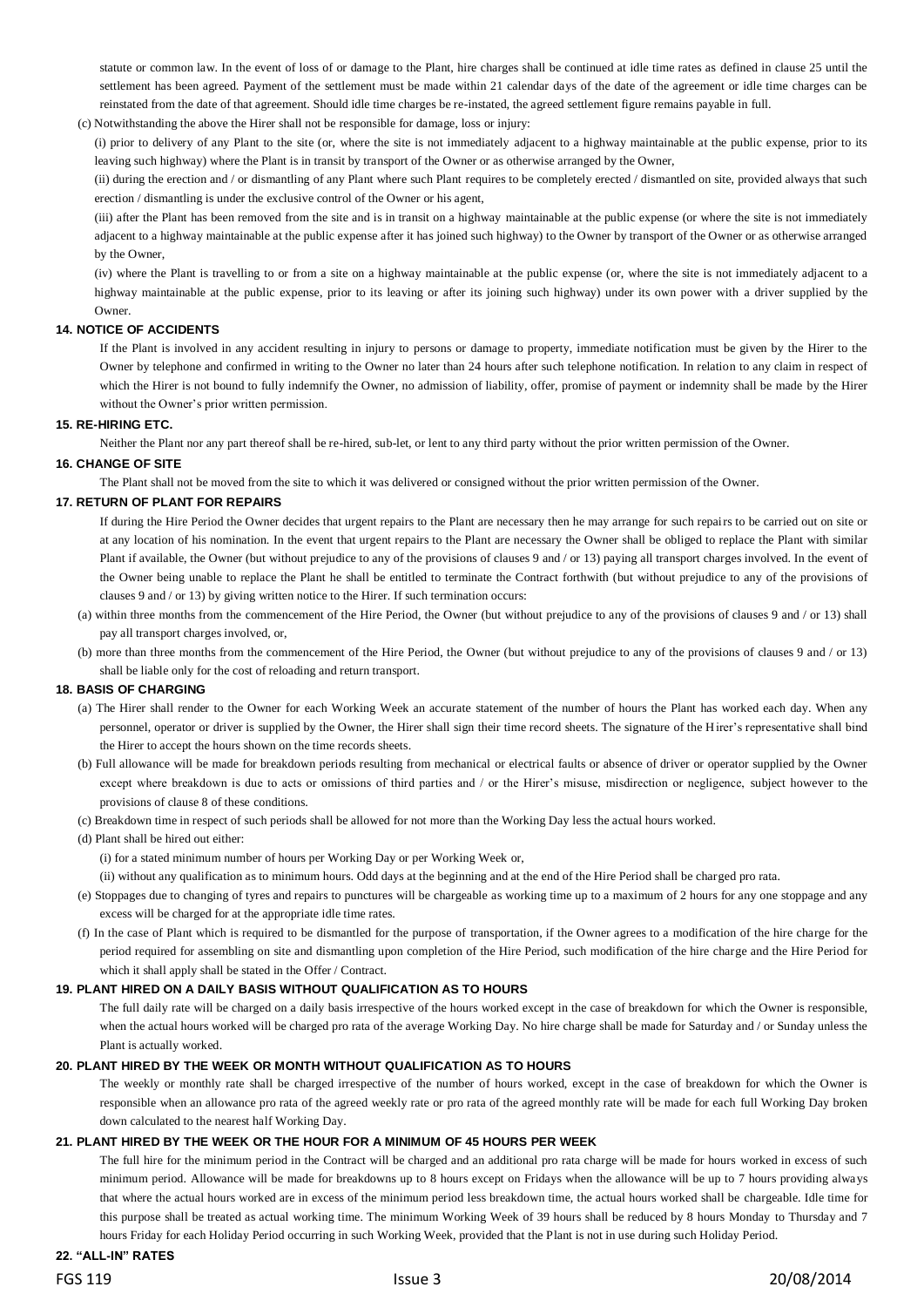statute or common law. In the event of loss of or damage to the Plant, hire charges shall be continued at idle time rates as defined in clause 25 until the settlement has been agreed. Payment of the settlement must be made within 21 calendar days of the date of the agreement or idle time charges can be reinstated from the date of that agreement. Should idle time charges be re-instated, the agreed settlement figure remains payable in full.

(c) Notwithstanding the above the Hirer shall not be responsible for damage, loss or injury:

(i) prior to delivery of any Plant to the site (or, where the site is not immediately adjacent to a highway maintainable at the public expense, prior to its leaving such highway) where the Plant is in transit by transport of the Owner or as otherwise arranged by the Owner,

(ii) during the erection and / or dismantling of any Plant where such Plant requires to be completely erected / dismantled on site, provided always that such erection / dismantling is under the exclusive control of the Owner or his agent,

(iii) after the Plant has been removed from the site and is in transit on a highway maintainable at the public expense (or where the site is not immediately adjacent to a highway maintainable at the public expense after it has joined such highway) to the Owner by transport of the Owner or as otherwise arranged by the Owner,

(iv) where the Plant is travelling to or from a site on a highway maintainable at the public expense (or, where the site is not immediately adjacent to a highway maintainable at the public expense, prior to its leaving or after its joining such highway) under its own power with a driver supplied by the Owner.

### 14. NOTICE OF ACCIDENTS

If the Plant is involved in any accident resulting in injury to persons or damage to property, immediate notification must be given by the Hirer to the Owner by telephone and confirmed in writing to the Owner no later than 24 hours after such telephone notification. In relation to any claim in respect of which the Hirer is not bound to fully indemnify the Owner, no admission of liability, offer, promise of payment or indemnity shall be made by the Hirer without the Owner's prior written permission.

### 15. RE-HIRING ETC.

Neither the Plant nor any part thereof shall be re-hired, sub-let, or lent to any third party without the prior written permission of the Owner.

### 16. CHANGE OF SITE

The Plant shall not be moved from the site to which it was delivered or consigned without the prior written permission of the Owner.

### 17. RETURN OF PLANT FOR REPAIRS

If during the Hire Period the Owner decides that urgent repairs to the Plant are necessary then he may arrange for such repairs to be carried out on site or at any location of his nomination. In the event that urgent repairs to the Plant are necessary the Owner shall be obliged to replace the Plant with similar Plant if available, the Owner (but without prejudice to any of the provisions of clauses 9 and / or 13) paying all transport charges involved. In the event of the Owner being unable to replace the Plant he shall be entitled to terminate the Contract forthwith (but without prejudice to any of the provisions of clauses 9 and / or 13) by giving written notice to the Hirer. If such termination occurs:

(a) within three months from the commencement of the Hire Period, the Owner (but without prejudice to any of the provisions of clauses 9 and / or 13) shall pay all transport charges involved, or,

(b) more than three months from the commencement of the Hire Period, the Owner (but without prejudice to any of the provisions of clauses 9 and / or 13) shall be liable only for the cost of reloading and return transport.

### 18. BASIS OF CHARGING

(a) The Hirer shall render to the Owner for each Working Week an accurate statement of the number of hours the Plant has worked each day. When any personnel, operator or driver is supplied by the Owner, the Hirer shall sign their time record sheets. The signature of the Hirer's representative shall bind the Hirer to accept the hours shown on the time records sheets.

(b) Full allowance will be made for breakdown periods resulting from mechanical or electrical faults or absence of driver or operator supplied by the Owner except where breakdown is due to acts or omissions of third parties and / or the Hirer's misuse, misdirection or negligence, subject however to the provisions of clause 8 of these conditions.

(c) Breakdown time in respect of such periods shall be allowed for not more than the Working Day less the actual hours worked.

(d) Plant shall be hired out either:

(i) for a stated minimum number of hours per Working Day or per Working Week or,

(ii) without any qualification as to minimum hours. Odd days at the beginning and at the end of the Hire Period shall be charged pro rata.

(e) Stoppages due to changing of tyres and repairs to punctures will be chargeable as working time up to a maximum of 2 hours for any one stoppage and any excess will be charged for at the appropriate idle time rates.

(f) In the case of Plant which is required to be dismantled for the purpose of transportation, if the Owner agrees to a modification of the hire charge for the period required for assembling on site and dismantling upon completion of the Hire Period, such modification of the hire charge and the Hire Period for which it shall apply shall be stated in the Offer / Contract.

### 19. PLANT HIRED ON A DAILY BASIS WITHOUT QUALIFICATION AS TO HOURS

The full daily rate will be charged on a daily basis irrespective of the hours worked except in the case of breakdown for which the Owner is responsible, when the actual hours worked will be charged pro rata of the average Working Day. No hire charge shall be made for Saturday and / or Sunday unless the Plant is actually worked.

### 20. PLANT HIRED BY THE WEEK OR MONTH WITHOUT QUALIFICATION AS TO HOURS

The weekly or monthly rate shall be charged irrespective of the number of hours worked, except in the case of breakdown for which the Owner is responsible when an allowance pro rata of the agreed weekly rate or pro rata of the agreed monthly rate will be made for each full Working Day broken down calculated to the nearest half Working Day.

### 21. PLANT HIRED BY THE WEEK OR THE HOUR FOR A MINIMUM OF 45 HOURS PER WEEK

The full hire for the minimum period in the Contract will be charged and an additional pro rata charge will be made for hours worked in excess of such minimum period. Allowance will be made for breakdowns up to 8 hours except on Fridays when the allowance will be up to 7 hours providing always that where the actual hours worked are in excess of the minimum period less breakdown time, the actual hours worked shall be chargeable. Idle time for this purpose shall be treated as actual working time. The minimum Working Week of 39 hours shall be reduced by 8 hours Monday to Thursday and 7 hours Friday for each Holiday Period occurring in such Working Week, provided that the Plant is not in use during such Holiday Period.

### 22. "ALL-IN" RATES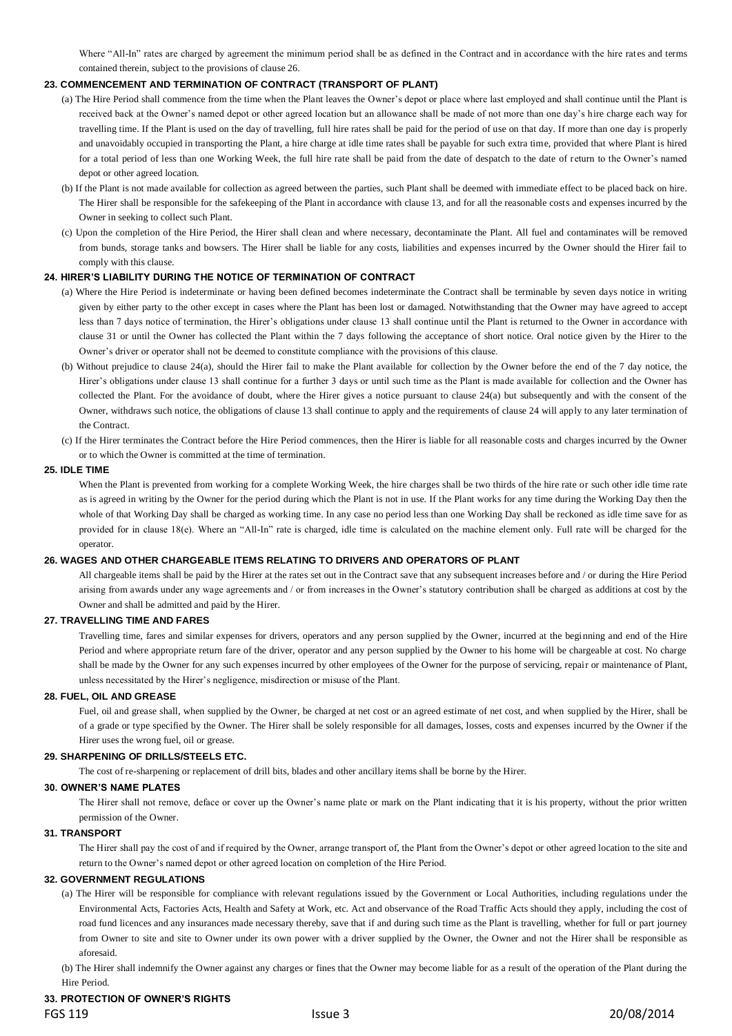Where "All-In" rates are charged by agreement the minimum period shall be as defined in the Contract and in accordance with the hire rates and terms contained therein, subject to the provisions of clause 26.

### 23. COMMENCEMENT AND TERMINATION OF CONTRACT (TRANSPORT OF PLANT)

(a) The Hire Period shall commence from the time when the Plant leaves the Owner's depot or place where last employed and shall continue until the Plant is received back at the Owner's named depot or other agreed location but an allowance shall be made of not more than one day's hire charge each way for travelling time. If the Plant is used on the day of travelling, full hire rates shall be paid for the period of use on that day. If more than one day is properly and unavoidably occupied in transporting the Plant, a hire charge at idle time rates shall be payable for such extra time, provided that where Plant is hired for a total period of less than one Working Week, the full hire rate shall be paid from the date of despatch to the date of return to the Owner's named depot or other agreed location.

(b) If the Plant is not made available for collection as agreed between the parties, such Plant shall be deemed with immediate effect to be placed back on hire. The Hirer shall be responsible for the safekeeping of the Plant in accordance with clause 13, and for all the reasonable costs and expenses incurred by the Owner in seeking to collect such Plant.

(c) Upon the completion of the Hire Period, the Hirer shall clean and where necessary, decontaminate the Plant. All fuel and contaminates will be removed from bunds, storage tanks and bowsers. The Hirer shall be liable for any costs, liabilities and expenses incurred by the Owner should the Hirer fail to comply with this clause.

### 24. HIRER'S LIABILITY DURING THE NOTICE OF TERMINATION OF CONTRACT

(a) Where the Hire Period is indeterminate or having been defined becomes indeterminate the Contract shall be terminable by seven days notice in writing given by either party to the other except in cases where the Plant has been lost or damaged. Notwithstanding that the Owner may have agreed to accept less than 7 days notice of termination, the Hirer's obligations under clause 13 shall continue until the Plant is returned to the Owner in accordance with clause 31 or until the Owner has collected the Plant within the 7 days following the acceptance of short notice. Oral notice given by the Hirer to the Owner's driver or operator shall not be deemed to constitute compliance with the provisions of this clause.

(b) Without prejudice to clause 24(a), should the Hirer fail to make the Plant available for collection by the Owner before the end of the 7 day notice, the Hirer's obligations under clause 13 shall continue for a further 3 days or until such time as the Plant is made available for collection and the Owner has collected the Plant. For the avoidance of doubt, where the Hirer gives a notice pursuant to clause 24(a) but subsequently and with the consent of the Owner, withdraws such notice, the obligations of clause 13 shall continue to apply and the requirements of clause 24 will apply to any later termination of the Contract.

(c) If the Hirer terminates the Contract before the Hire Period commences, then the Hirer is liable for all reasonable costs and charges incurred by the Owner or to which the Owner is committed at the time of termination.

### 25. IDLE TIME

When the Plant is prevented from working for a complete Working Week, the hire charges shall be two thirds of the hire rate or such other idle time rate as is agreed in writing by the Owner for the period during which the Plant is not in use. If the Plant works for any time during the Working Day then the whole of that Working Day shall be charged as working time. In any case no period less than one Working Day shall be reckoned as idle time save for as provided for in clause 18(e). Where an "All-In" rate is charged, idle time is calculated on the machine element only. Full rate will be charged for the operator.

### 26. WAGES AND OTHER CHARGEABLE ITEMS RELATING TO DRIVERS AND OPERATORS OF PLANT

All chargeable items shall be paid by the Hirer at the rates set out in the Contract save that any subsequent increases before and / or during the Hire Period arising from awards under any wage agreements and / or from increases in the Owner's statutory contribution shall be charged as additions at cost by the Owner and shall be admitted and paid by the Hirer.

### 27. TRAVELLING TIME AND FARES

Travelling time, fares and similar expenses for drivers, operators and any person supplied by the Owner, incurred at the beginning and end of the Hire Period and where appropriate return fare of the driver, operator and any person supplied by the Owner to his home will be chargeable at cost. No charge shall be made by the Owner for any such expenses incurred by other employees of the Owner for the purpose of servicing, repair or maintenance of Plant, unless necessitated by the Hirer's negligence, misdirection or misuse of the Plant.

### 28. FUEL, OIL AND GREASE

Fuel, oil and grease shall, when supplied by the Owner, be charged at net cost or an agreed estimate of net cost, and when supplied by the Hirer, shall be of a grade or type specified by the Owner. The Hirer shall be solely responsible for all damages, losses, costs and expenses incurred by the Owner if the Hirer uses the wrong fuel, oil or grease.

### 29. SHARPENING OF DRILLS/STEELS ETC.

The cost of re-sharpening or replacement of drill bits, blades and other ancillary items shall be borne by the Hirer.

### 30. OWNER'S NAME PLATES

The Hirer shall not remove, deface or cover up the Owner's name plate or mark on the Plant indicating that it is his property, without the prior written permission of the Owner.

### 31. TRANSPORT

The Hirer shall pay the cost of and if required by the Owner, arrange transport of, the Plant from the Owner's depot or other agreed location to the site and return to the Owner's named depot or other agreed location on completion of the Hire Period.

### 32. GOVERNMENT REGULATIONS

(a) The Hirer will be responsible for compliance with relevant regulations issued by the Government or Local Authorities, including regulations under the Environmental Acts, Factories Acts, Health and Safety at Work, etc. Act and observance of the Road Traffic Acts should they apply, including the cost of road fund licences and any insurances made necessary thereby, save that if and during such time as the Plant is travelling, whether for full or part journey from Owner to site and site to Owner under its own power with a driver supplied by the Owner, the Owner and not the Hirer shall be responsible as aforesaid.

(b) The Hirer shall indemnify the Owner against any charges or fines that the Owner may become liable for as a result of the operation of the Plant during the Hire Period.

### 33. PROTECTION OF OWNER'S RIGHTS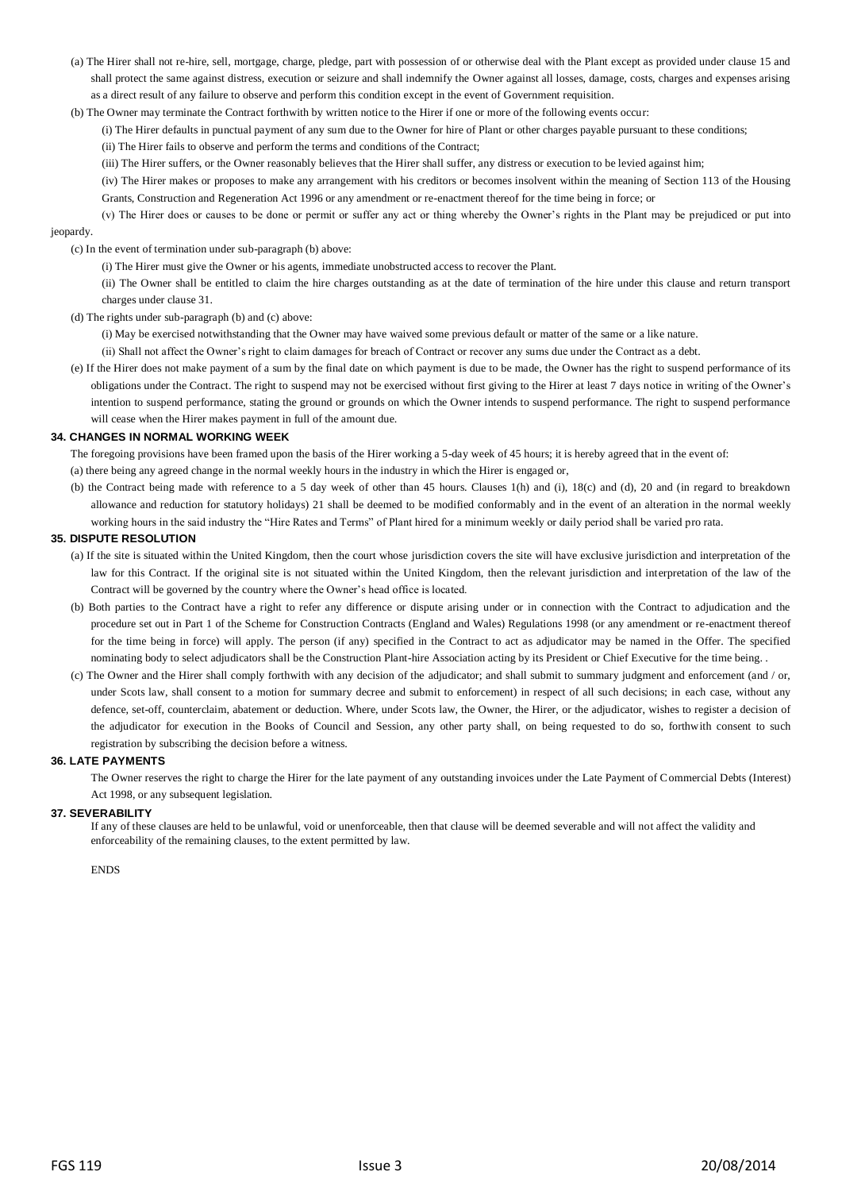(a) The Hirer shall not re-hire, sell, mortgage, charge, pledge, part with possession of or otherwise deal with the Plant except as provided under clause 15 and shall protect the same against distress, execution or seizure and shall indemnify the Owner against all losses, damage, costs, charges and expenses arising as a direct result of any failure to observe and perform this condition except in the event of Government requisition.

(b) The Owner may terminate the Contract forthwith by written notice to the Hirer if one or more of the following events occur:

(i) The Hirer defaults in punctual payment of any sum due to the Owner for hire of Plant or other charges payable pursuant to these conditions;

(ii) The Hirer fails to observe and perform the terms and conditions of the Contract;

(iii) The Hirer suffers, or the Owner reasonably believes that the Hirer shall suffer, any distress or execution to be levied against him;

(iv) The Hirer makes or proposes to make any arrangement with his creditors or becomes insolvent within the meaning of Section 113 of the Housing Grants, Construction and Regeneration Act 1996 or any amendment or re-enactment thereof for the time being in force; or

(v) The Hirer does or causes to be done or permit or suffer any act or thing whereby the Owner's rights in the Plant may be prejudiced or put into jeopardy.

(c) In the event of termination under sub-paragraph (b) above:

(i) The Hirer must give the Owner or his agents, immediate unobstructed access to recover the Plant.

(ii) The Owner shall be entitled to claim the hire charges outstanding as at the date of termination of the hire under this clause and return transport charges under clause 31.

(d) The rights under sub-paragraph (b) and (c) above:

(i) May be exercised notwithstanding that the Owner may have waived some previous default or matter of the same or a like nature.

(ii) Shall not affect the Owner's right to claim damages for breach of Contract or recover any sums due under the Contract as a debt.

(e) If the Hirer does not make payment of a sum by the final date on which payment is due to be made, the Owner has the right to suspend performance of its obligations under the Contract. The right to suspend may not be exercised without first giving to the Hirer at least 7 days notice in writing of the Owner's intention to suspend performance, stating the ground or grounds on which the Owner intends to suspend performance. The right to suspend performance will cease when the Hirer makes payment in full of the amount due.

### 34. CHANGES IN NORMAL WORKING WEEK

The foregoing provisions have been framed upon the basis of the Hirer working a 5-day week of 45 hours; it is hereby agreed that in the event of:

(a) there being any agreed change in the normal weekly hours in the industry in which the Hirer is engaged or,

(b) the Contract being made with reference to a 5 day week of other than 45 hours. Clauses 1(h) and (i), 18(c) and (d), 20 and (in regard to breakdown allowance and reduction for statutory holidays) 21 shall be deemed to be modified conformably and in the event of an alteration in the normal weekly working hours in the said industry the "Hire Rates and Terms" of Plant hired for a minimum weekly or daily period shall be varied pro rata.

### 35. DISPUTE RESOLUTION

(a) If the site is situated within the United Kingdom, then the court whose jurisdiction covers the site will have exclusive jurisdiction and interpretation of the law for this Contract. If the original site is not situated within the United Kingdom, then the relevant jurisdiction and interpretation of the law of the Contract will be governed by the country where the Owner's head office is located.

(b) Both parties to the Contract have a right to refer any difference or dispute arising under or in connection with the Contract to adjudication and the procedure set out in Part 1 of the Scheme for Construction Contracts (England and Wales) Regulations 1998 (or any amendment or re-enactment thereof for the time being in force) will apply. The person (if any) specified in the Contract to act as adjudicator may be named in the Offer. The specified nominating body to select adjudicators shall be the Construction Plant-hire Association acting by its President or Chief Executive for the time being. .

(c) The Owner and the Hirer shall comply forthwith with any decision of the adjudicator; and shall submit to summary judgment and enforcement (and / or, under Scots law, shall consent to a motion for summary decree and submit to enforcement) in respect of all such decisions; in each case, without any defence, set-off, counterclaim, abatement or deduction. Where, under Scots law, the Owner, the Hirer, or the adjudicator, wishes to register a decision of the adjudicator for execution in the Books of Council and Session, any other party shall, on being requested to do so, forthwith consent to such registration by subscribing the decision before a witness.

### 36. LATE PAYMENTS

The Owner reserves the right to charge the Hirer for the late payment of any outstanding invoices under the Late Payment of Commercial Debts (Interest) Act 1998, or any subsequent legislation.

### 37. SEVERABILITY

If any of these clauses are held to be unlawful, void or unenforceable, then that clause will be deemed severable and will not affect the validity and enforceability of the remaining clauses, to the extent permitted by law.

ENDS